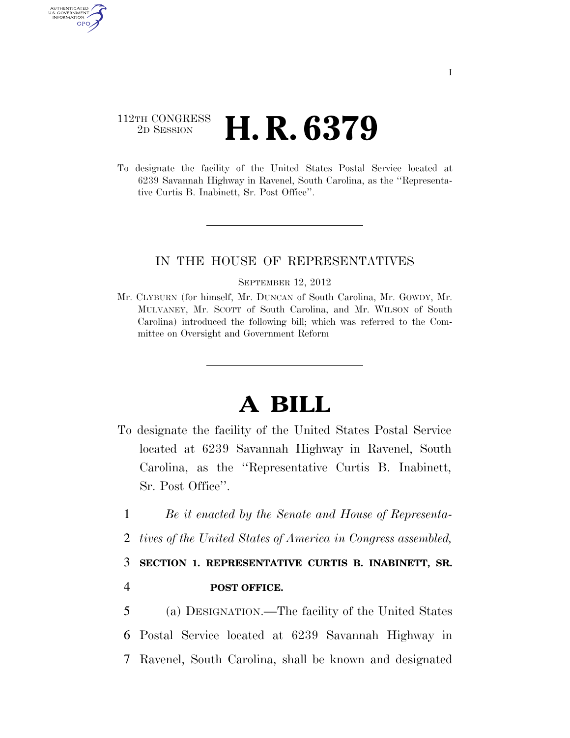112TH CONGRESS
2D SESSION

# H. R. 6379

To designate the facility of the United States Postal Service located at 6239 Savannah Highway in Ravenel, South Carolina, as the ''Representative Curtis B. Inabinett, Sr. Post Office''.

---

IN THE HOUSE OF REPRESENTATIVES

SEPTEMBER 12, 2012

Mr. CLYBURN (for himself, Mr. DUNCAN of South Carolina, Mr. GOWDY, Mr. MULVANEY, Mr. SCOTT of South Carolina, and Mr. WILSON of South Carolina) introduced the following bill; which was referred to the Committee on Oversight and Government Reform

---

# A BILL

To designate the facility of the United States Postal Service located at 6239 Savannah Highway in Ravenel, South Carolina, as the ''Representative Curtis B. Inabinett, Sr. Post Office''.

1 *Be it enacted by the Senate and House of Representa-*
2 *tives of the United States of America in Congress assembled,*

3 **SECTION 1. REPRESENTATIVE CURTIS B. INABINETT, SR.**
4 **POST OFFICE.**

5 (a) DESIGNATION.—The facility of the United States
6 Postal Service located at 6239 Savannah Highway in
7 Ravenel, South Carolina, shall be known and designated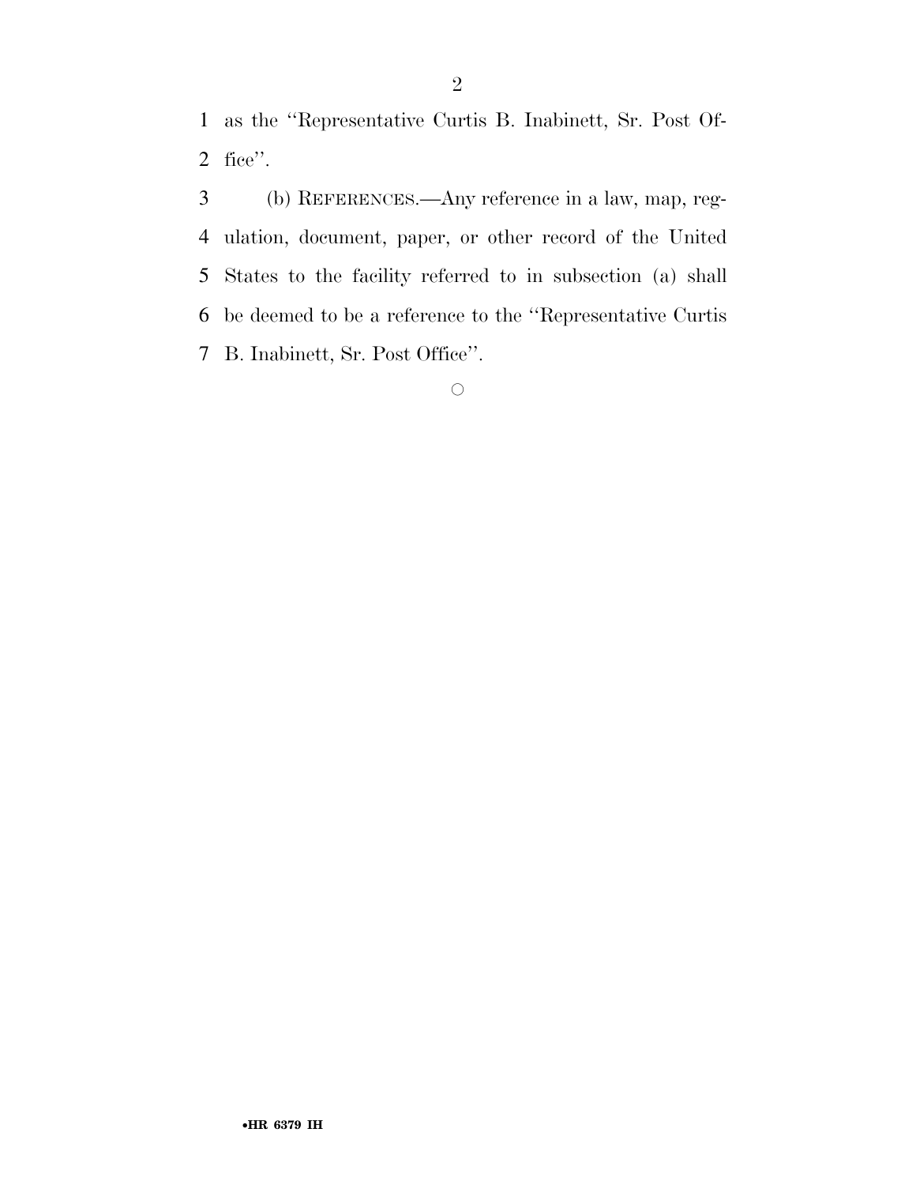as the "Representative Curtis B. Inabinett, Sr. Post Office".

(b) REFERENCES.—Any reference in a law, map, regulation, document, paper, or other record of the United States to the facility referred to in subsection (a) shall be deemed to be a reference to the "Representative Curtis B. Inabinett, Sr. Post Office".

○